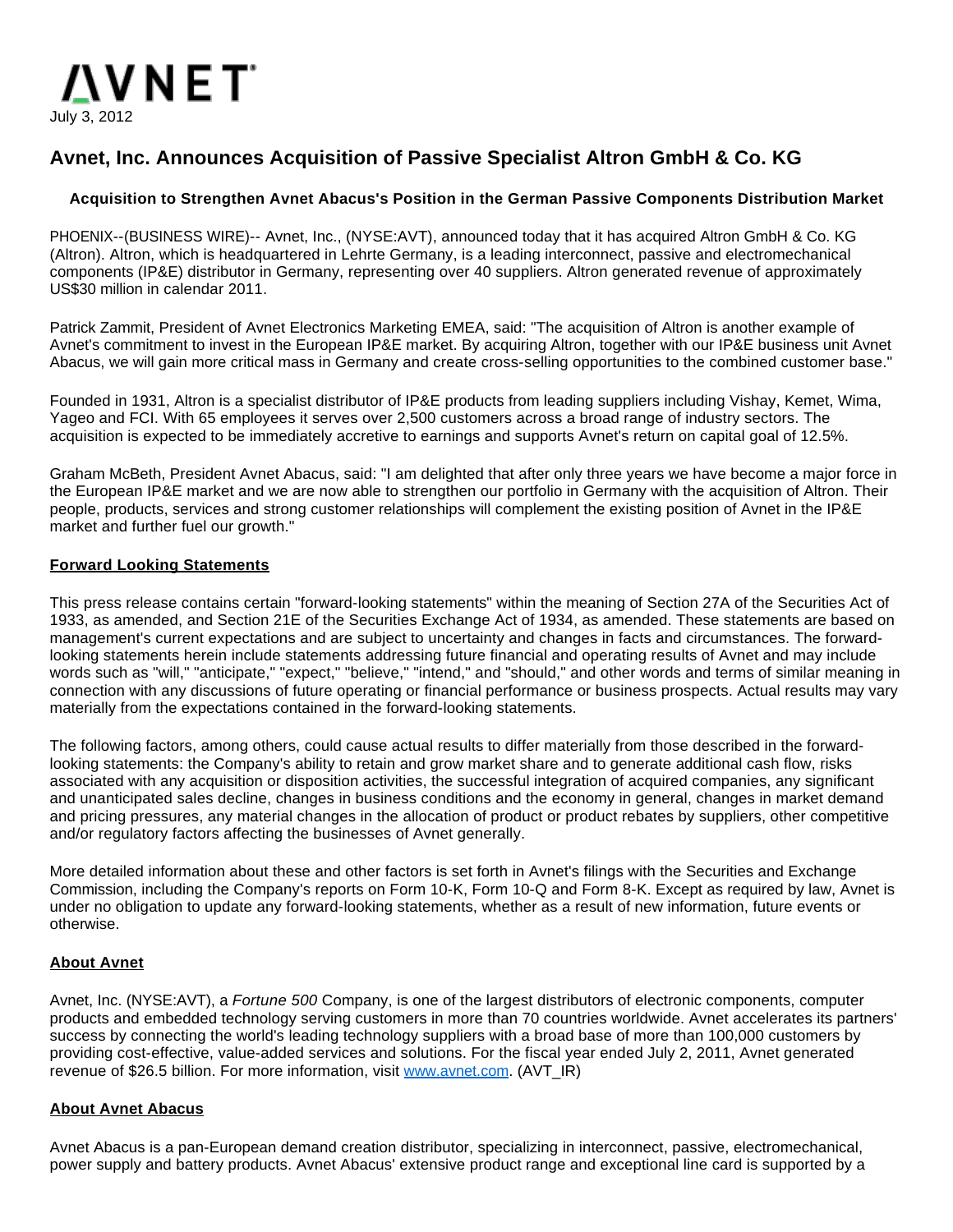AVNET

July 3, 2012

# Avnet, Inc. Announces Acquisition of Passive Specialist Altron GmbH & Co. KG

### Acquisition to Strengthen Avnet Abacus's Position in the German Passive Components Distribution Market

PHOENIX--(BUSINESS WIRE)-- Avnet, Inc., (NYSE:AVT), announced today that it has acquired Altron GmbH & Co. KG (Altron). Altron, which is headquartered in Lehrte Germany, is a leading interconnect, passive and electromechanical components (IP&E) distributor in Germany, representing over 40 suppliers. Altron generated revenue of approximately US$30 million in calendar 2011.

Patrick Zammit, President of Avnet Electronics Marketing EMEA, said: "The acquisition of Altron is another example of Avnet's commitment to invest in the European IP&E market. By acquiring Altron, together with our IP&E business unit Avnet Abacus, we will gain more critical mass in Germany and create cross-selling opportunities to the combined customer base."

Founded in 1931, Altron is a specialist distributor of IP&E products from leading suppliers including Vishay, Kemet, Wima, Yageo and FCI. With 65 employees it serves over 2,500 customers across a broad range of industry sectors. The acquisition is expected to be immediately accretive to earnings and supports Avnet's return on capital goal of 12.5%.

Graham McBeth, President Avnet Abacus, said: "I am delighted that after only three years we have become a major force in the European IP&E market and we are now able to strengthen our portfolio in Germany with the acquisition of Altron. Their people, products, services and strong customer relationships will complement the existing position of Avnet in the IP&E market and further fuel our growth."

**Forward Looking Statements**

This press release contains certain "forward-looking statements" within the meaning of Section 27A of the Securities Act of 1933, as amended, and Section 21E of the Securities Exchange Act of 1934, as amended. These statements are based on management's current expectations and are subject to uncertainty and changes in facts and circumstances. The forward-looking statements herein include statements addressing future financial and operating results of Avnet and may include words such as "will," "anticipate," "expect," "believe," "intend," and "should," and other words and terms of similar meaning in connection with any discussions of future operating or financial performance or business prospects. Actual results may vary materially from the expectations contained in the forward-looking statements.

The following factors, among others, could cause actual results to differ materially from those described in the forward-looking statements: the Company's ability to retain and grow market share and to generate additional cash flow, risks associated with any acquisition or disposition activities, the successful integration of acquired companies, any significant and unanticipated sales decline, changes in business conditions and the economy in general, changes in market demand and pricing pressures, any material changes in the allocation of product or product rebates by suppliers, other competitive and/or regulatory factors affecting the businesses of Avnet generally.

More detailed information about these and other factors is set forth in Avnet's filings with the Securities and Exchange Commission, including the Company's reports on Form 10-K, Form 10-Q and Form 8-K. Except as required by law, Avnet is under no obligation to update any forward-looking statements, whether as a result of new information, future events or otherwise.

**About Avnet**

Avnet, Inc. (NYSE:AVT), a *Fortune 500* Company, is one of the largest distributors of electronic components, computer products and embedded technology serving customers in more than 70 countries worldwide. Avnet accelerates its partners' success by connecting the world's leading technology suppliers with a broad base of more than 100,000 customers by providing cost-effective, value-added services and solutions. For the fiscal year ended July 2, 2011, Avnet generated revenue of $26.5 billion. For more information, visit www.avnet.com. (AVT_IR)

**About Avnet Abacus**

Avnet Abacus is a pan-European demand creation distributor, specializing in interconnect, passive, electromechanical, power supply and battery products. Avnet Abacus' extensive product range and exceptional line card is supported by a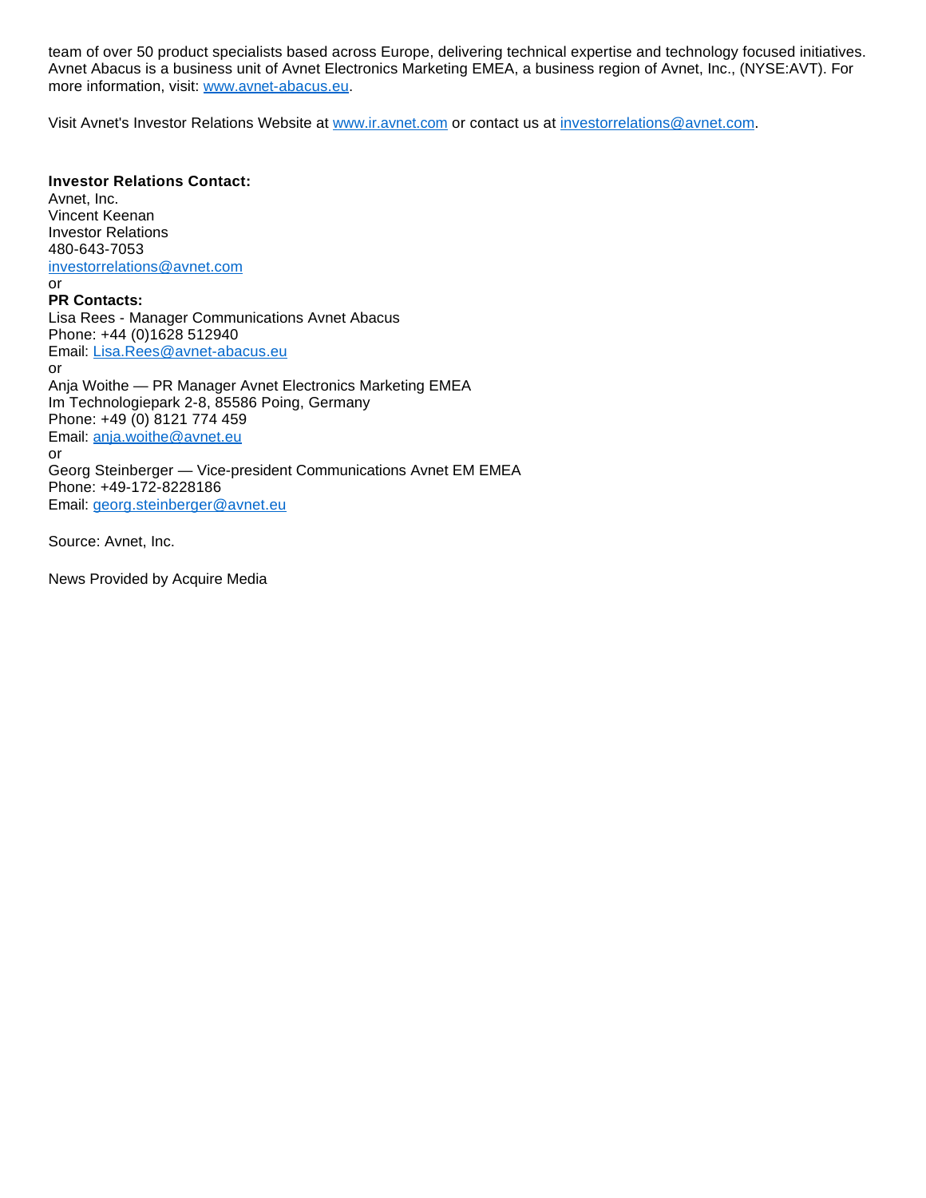team of over 50 product specialists based across Europe, delivering technical expertise and technology focused initiatives. Avnet Abacus is a business unit of Avnet Electronics Marketing EMEA, a business region of Avnet, Inc., (NYSE:AVT). For more information, visit: www.avnet-abacus.eu.

Visit Avnet's Investor Relations Website at www.ir.avnet.com or contact us at investorrelations@avnet.com.

**Investor Relations Contact:**
Avnet, Inc.
Vincent Keenan
Investor Relations
480-643-7053
investorrelations@avnet.com
or
**PR Contacts:**
Lisa Rees - Manager Communications Avnet Abacus
Phone: +44 (0)1628 512940
Email: Lisa.Rees@avnet-abacus.eu
or
Anja Woithe — PR Manager Avnet Electronics Marketing EMEA
Im Technologiepark 2-8, 85586 Poing, Germany
Phone: +49 (0) 8121 774 459
Email: anja.woithe@avnet.eu
or
Georg Steinberger — Vice-president Communications Avnet EM EMEA
Phone: +49-172-8228186
Email: georg.steinberger@avnet.eu

Source: Avnet, Inc.

News Provided by Acquire Media